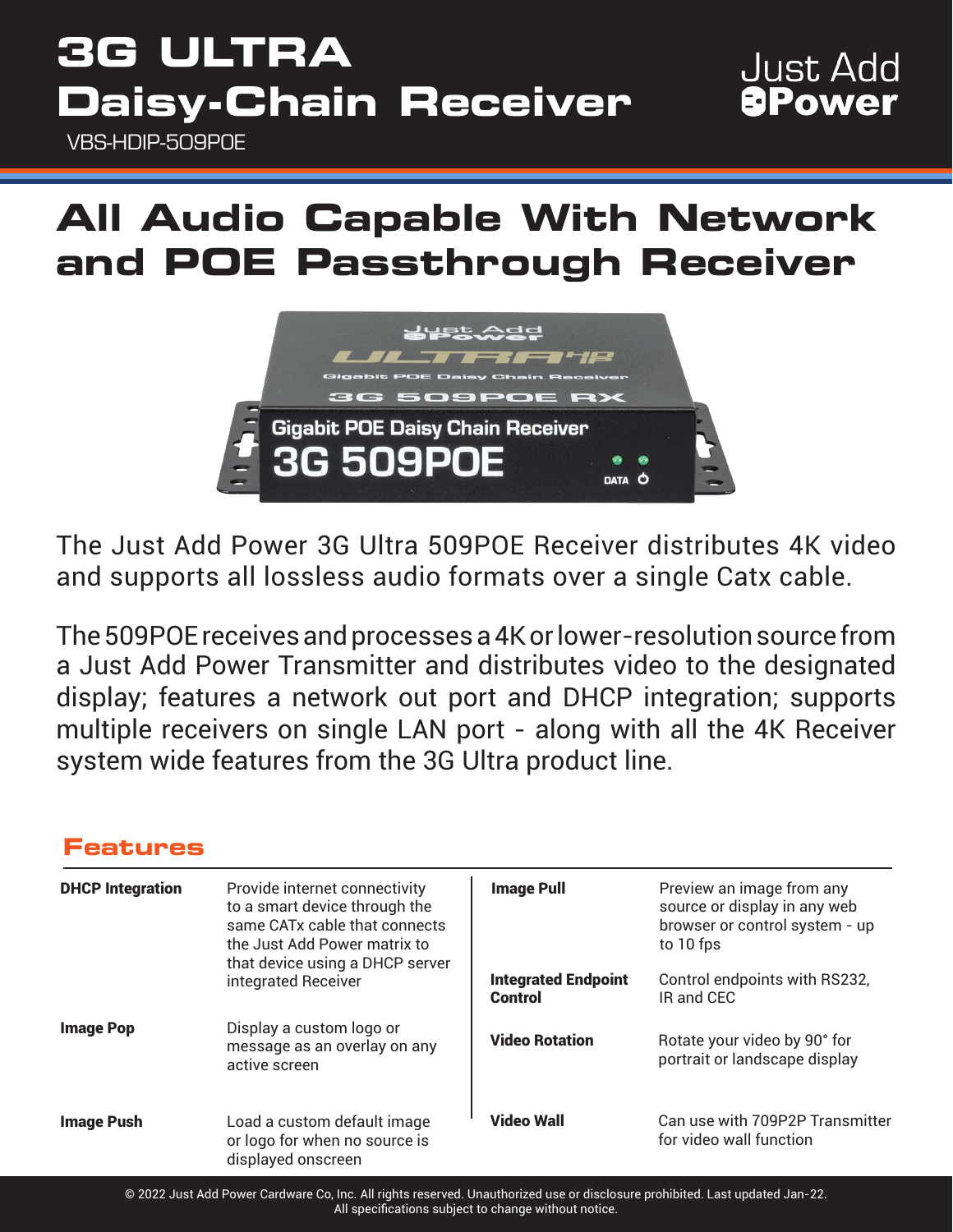# 3G ULTRA Daisy-Chain Receiver

VBS-HDIP-509POE

Just Add Power

## All Audio Capable With Network and POE Passthrough Receiver

The Just Add Power 3G Ultra 509POE Receiver distributes 4K video and supports all lossless audio formats over a single Catx cable.

The 509POE receives and processes a 4K or lower-resolution source from a Just Add Power Transmitter and distributes video to the designated display; features a network out port and DHCP integration; supports multiple receivers on single LAN port - along with all the 4K Receiver system wide features from the 3G Ultra product line.

### Features

| Feature | Description |
|---|---|
| **DHCP Integration** | Provide internet connectivity to a smart device through the same CATx cable that connects the Just Add Power matrix to that device using a DHCP server integrated Receiver |
| **Image Pop** | Display a custom logo or message as an overlay on any active screen |
| **Image Push** | Load a custom default image or logo for when no source is displayed onscreen |
| **Image Pull** | Preview an image from any source or display in any web browser or control system - up to 10 fps |
| **Integrated Endpoint Control** | Control endpoints with RS232, IR and CEC |
| **Video Rotation** | Rotate your video by 90° for portrait or landscape display |
| **Video Wall** | Can use with 709P2P Transmitter for video wall function |

© 2022 Just Add Power Cardware Co, Inc. All rights reserved. Unauthorized use or disclosure prohibited. Last updated Jan-22.
All specifications subject to change without notice.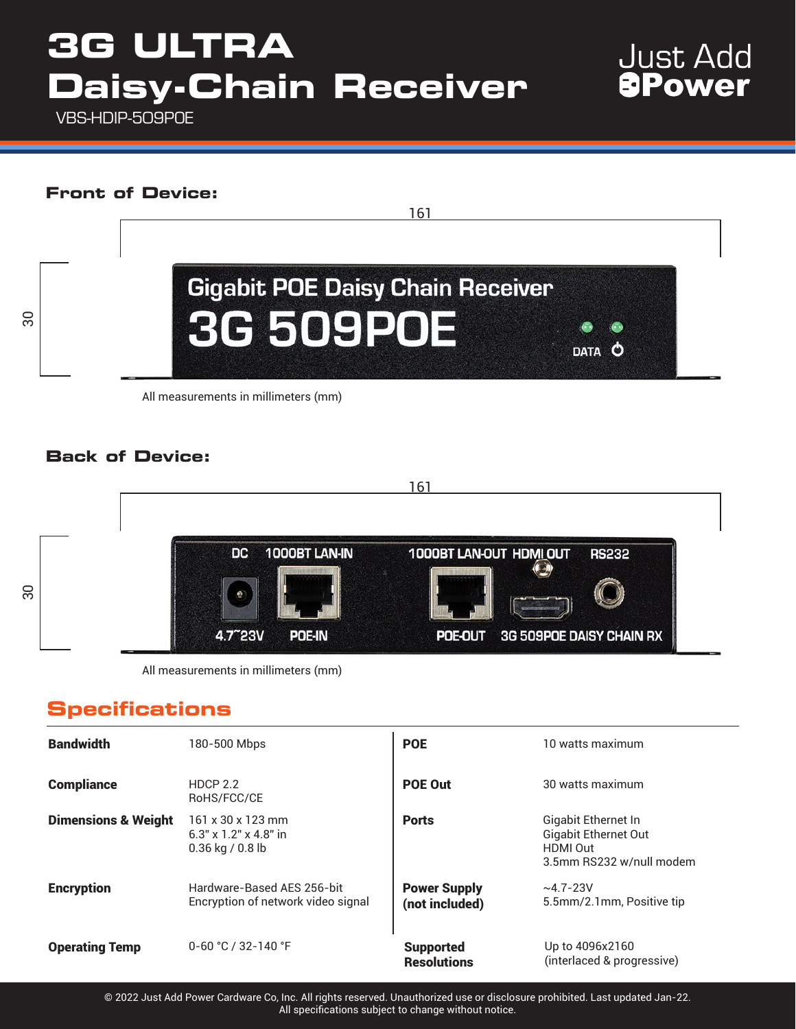# 3G ULTRA Daisy-Chain Receiver

VBS-HDIP-509POE

Just Add Power

### Front of Device:

161

30

Gigabit POE Daisy Chain Receiver

3G 509POE

DATA

All measurements in millimeters (mm)

### Back of Device:

161

30

DC 1000BT LAN-IN 1000BT LAN-OUT HDMI OUT RS232

4.7~23V POE-IN POE-OUT 3G 509POE DAISY CHAIN RX

All measurements in millimeters (mm)

## Specifications

| | | | |
|---|---|---|---|
| **Bandwidth** | 180-500 Mbps | **POE** | 10 watts maximum |
| **Compliance** | HDCP 2.2<br>RoHS/FCC/CE | **POE Out** | 30 watts maximum |
| **Dimensions & Weight** | 161 x 30 x 123 mm<br>6.3" x 1.2" x 4.8" in<br>0.36 kg / 0.8 lb | **Ports** | Gigabit Ethernet In<br>Gigabit Ethernet Out<br>HDMI Out<br>3.5mm RS232 w/null modem |
| **Encryption** | Hardware-Based AES 256-bit Encryption of network video signal | **Power Supply (not included)** | ~4.7-23V<br>5.5mm/2.1mm, Positive tip |
| **Operating Temp** | 0-60 °C / 32-140 °F | **Supported Resolutions** | Up to 4096x2160 (interlaced & progressive) |

© 2022 Just Add Power Cardware Co, Inc. All rights reserved. Unauthorized use or disclosure prohibited. Last updated Jan-22.
All specifications subject to change without notice.